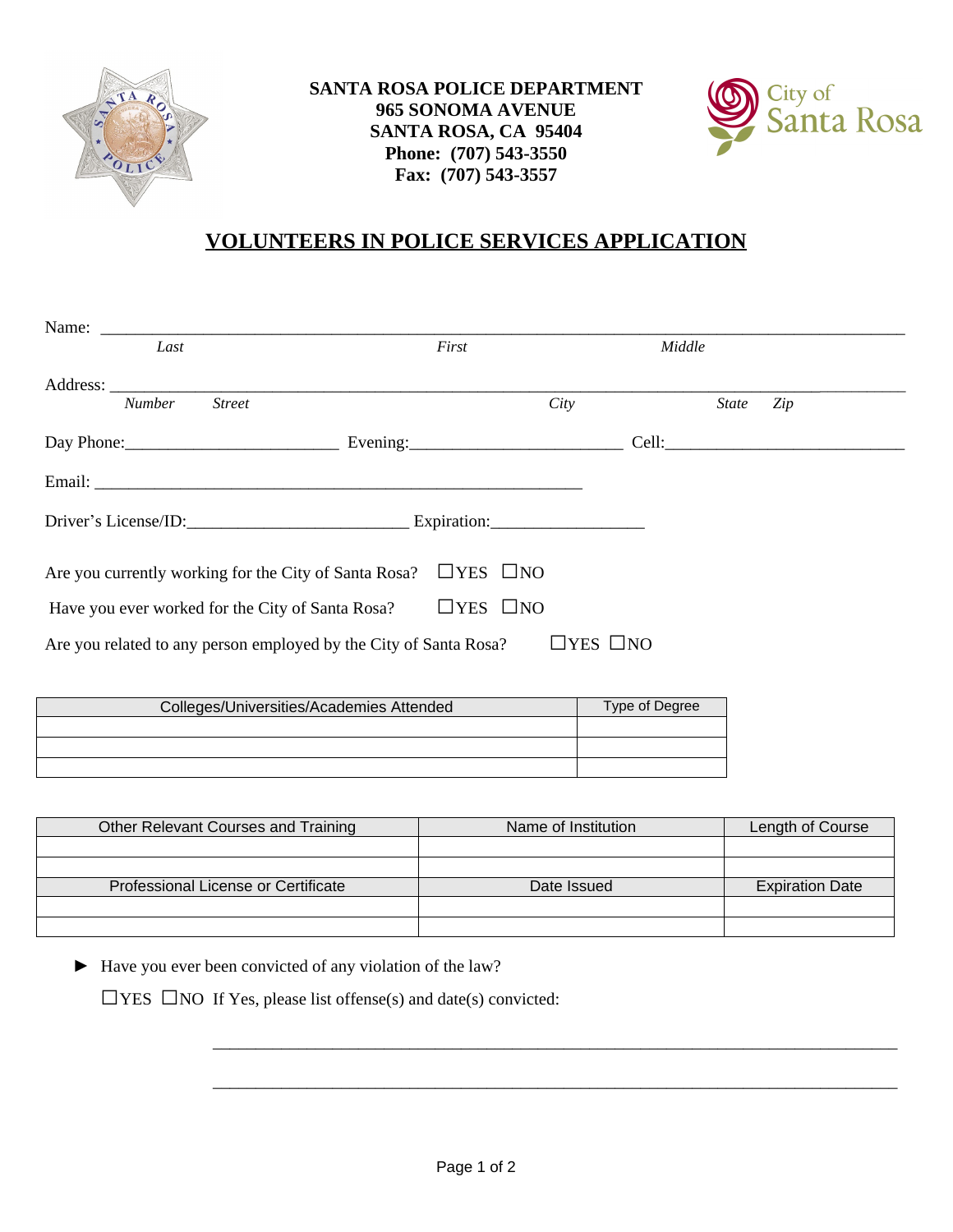**SANTA ROSA POLICE DEPARTMENT**
**965 SONOMA AVENUE**
**SANTA ROSA, CA 95404**
**Phone: (707) 543-3550**
**Fax: (707) 543-3557**

City of Santa Rosa

# VOLUNTEERS IN POLICE SERVICES APPLICATION

Name: ___________________________________________________________________________
*Last* *First* *Middle*

Address: _________________________________________________________________________
*Number* *Street* *City* *State* *Zip*

Day Phone:________________________ Evening:________________________ Cell:___________________________

Email: _______________________________________________________

Driver's License/ID:_________________________ Expiration:_________________

Are you currently working for the City of Santa Rosa? ☐YES ☐NO

Have you ever worked for the City of Santa Rosa? ☐YES ☐NO

Are you related to any person employed by the City of Santa Rosa? ☐YES ☐NO

| Colleges/Universities/Academies Attended | Type of Degree |
|---|---|
| | |
| | |
| | |

| Other Relevant Courses and Training | Name of Institution | Length of Course |
|---|---|---|
| | | |
| | | |
| **Professional License or Certificate** | **Date Issued** | **Expiration Date** |
| | | |
| | | |

► Have you ever been convicted of any violation of the law?

☐YES ☐NO If Yes, please list offense(s) and date(s) convicted:

_____________________________________________________________________________

_____________________________________________________________________________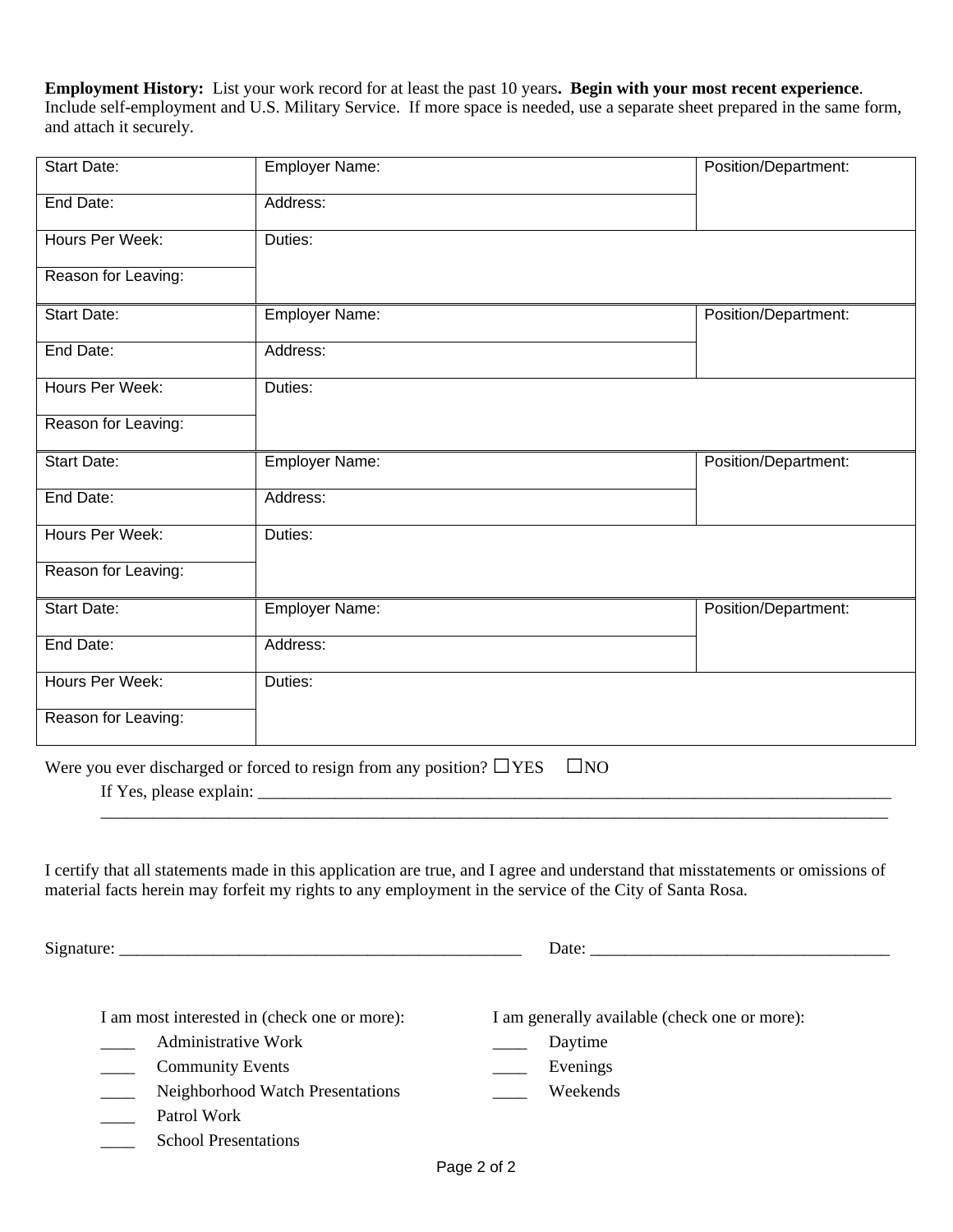**Employment History:** List your work record for at least the past 10 years**. Begin with your most recent experience**. Include self-employment and U.S. Military Service. If more space is needed, use a separate sheet prepared in the same form, and attach it securely.

| | | |
|---|---|---|
| Start Date: | Employer Name: | Position/Department: |
| End Date: | Address: | |
| Hours Per Week: | Duties: | |
| Reason for Leaving: | | |
| Start Date: | Employer Name: | Position/Department: |
| End Date: | Address: | |
| Hours Per Week: | Duties: | |
| Reason for Leaving: | | |
| Start Date: | Employer Name: | Position/Department: |
| End Date: | Address: | |
| Hours Per Week: | Duties: | |
| Reason for Leaving: | | |
| Start Date: | Employer Name: | Position/Department: |
| End Date: | Address: | |
| Hours Per Week: | Duties: | |
| Reason for Leaving: | | |

Were you ever discharged or forced to resign from any position? ☐YES ☐NO

If Yes, please explain: ______________________________________________________________________________

____________________________________________________________________________________________________

I certify that all statements made in this application are true, and I agree and understand that misstatements or omissions of material facts herein may forfeit my rights to any employment in the service of the City of Santa Rosa.

Signature: _________________________________________________ Date: ____________________________________

I am most interested in (check one or more):

____ Administrative Work

____ Community Events

____ Neighborhood Watch Presentations

____ Patrol Work

____ School Presentations

I am generally available (check one or more):

____ Daytime

____ Evenings

____ Weekends